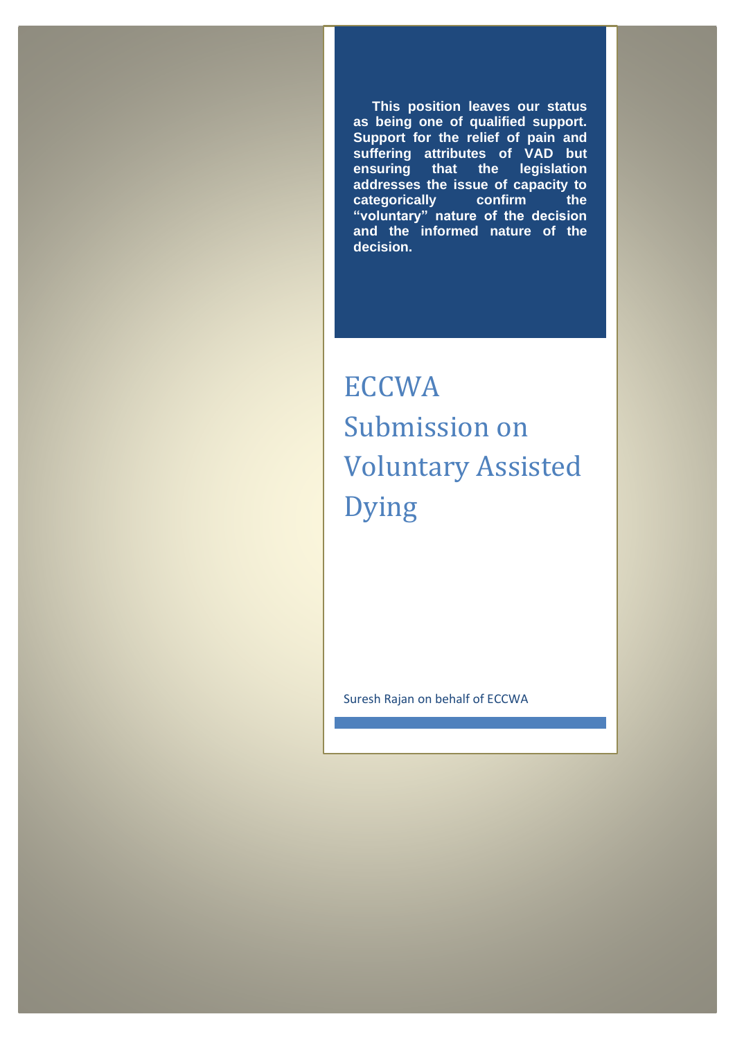**This position leaves our status as being one of qualified support. Support for the relief of pain and suffering attributes of VAD but ensuring that the legislation addresses the issue of capacity to categorically confirm the "voluntary" nature of the decision and the informed nature of the decision.**

# ECCWA Submission on Voluntary Assisted Dying

Suresh Rajan on behalf of ECCWA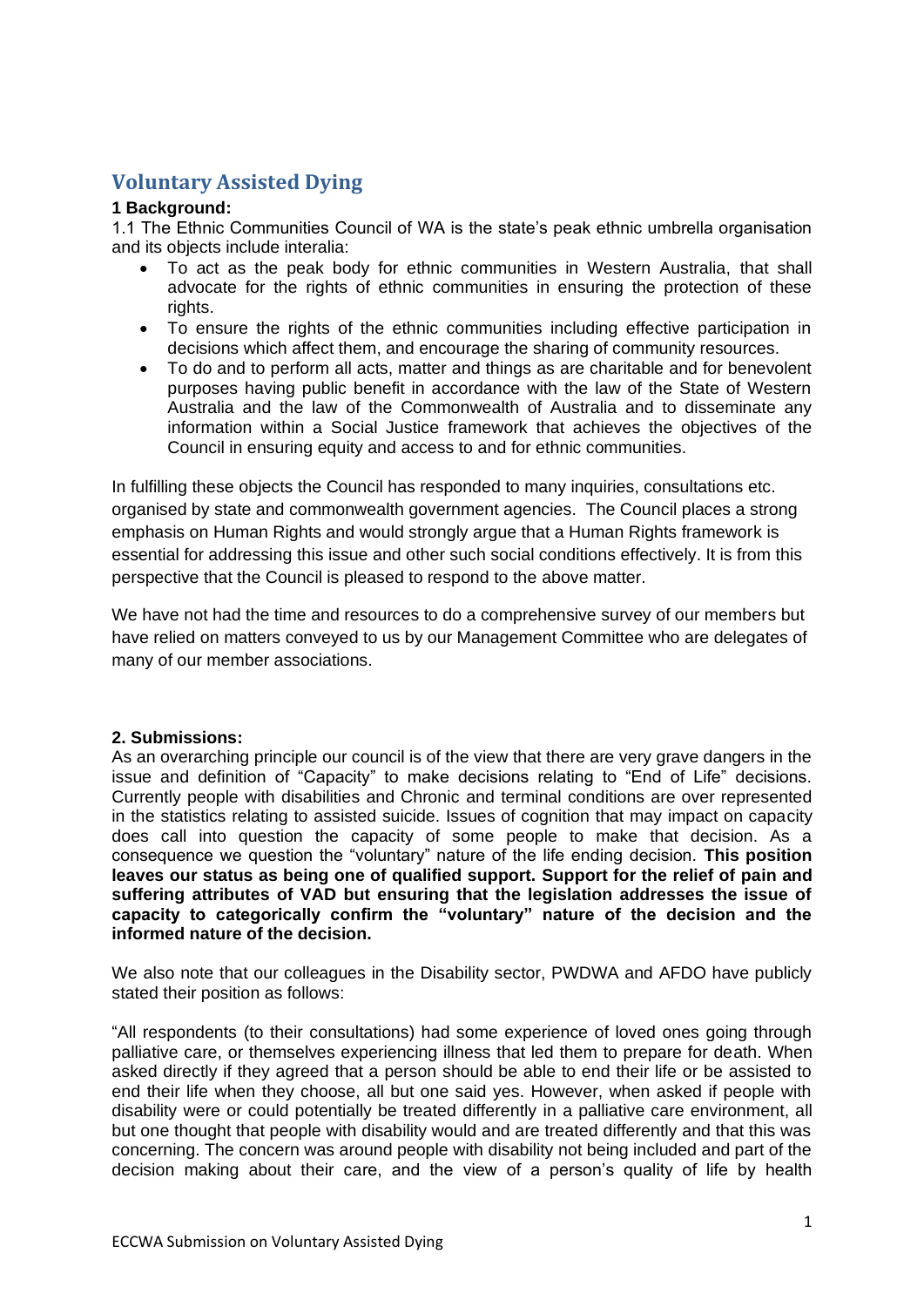## Voluntary Assisted Dying

**1 Background:**

1.1 The Ethnic Communities Council of WA is the state's peak ethnic umbrella organisation and its objects include interalia:

- To act as the peak body for ethnic communities in Western Australia, that shall advocate for the rights of ethnic communities in ensuring the protection of these rights.
- To ensure the rights of the ethnic communities including effective participation in decisions which affect them, and encourage the sharing of community resources.
- To do and to perform all acts, matter and things as are charitable and for benevolent purposes having public benefit in accordance with the law of the State of Western Australia and the law of the Commonwealth of Australia and to disseminate any information within a Social Justice framework that achieves the objectives of the Council in ensuring equity and access to and for ethnic communities.

In fulfilling these objects the Council has responded to many inquiries, consultations etc. organised by state and commonwealth government agencies. The Council places a strong emphasis on Human Rights and would strongly argue that a Human Rights framework is essential for addressing this issue and other such social conditions effectively. It is from this perspective that the Council is pleased to respond to the above matter.

We have not had the time and resources to do a comprehensive survey of our members but have relied on matters conveyed to us by our Management Committee who are delegates of many of our member associations.

**2. Submissions:**

As an overarching principle our council is of the view that there are very grave dangers in the issue and definition of "Capacity" to make decisions relating to "End of Life" decisions. Currently people with disabilities and Chronic and terminal conditions are over represented in the statistics relating to assisted suicide. Issues of cognition that may impact on capacity does call into question the capacity of some people to make that decision. As a consequence we question the "voluntary" nature of the life ending decision. **This position leaves our status as being one of qualified support. Support for the relief of pain and suffering attributes of VAD but ensuring that the legislation addresses the issue of capacity to categorically confirm the "voluntary" nature of the decision and the informed nature of the decision.**

We also note that our colleagues in the Disability sector, PWDWA and AFDO have publicly stated their position as follows:

"All respondents (to their consultations) had some experience of loved ones going through palliative care, or themselves experiencing illness that led them to prepare for death. When asked directly if they agreed that a person should be able to end their life or be assisted to end their life when they choose, all but one said yes. However, when asked if people with disability were or could potentially be treated differently in a palliative care environment, all but one thought that people with disability would and are treated differently and that this was concerning. The concern was around people with disability not being included and part of the decision making about their care, and the view of a person's quality of life by health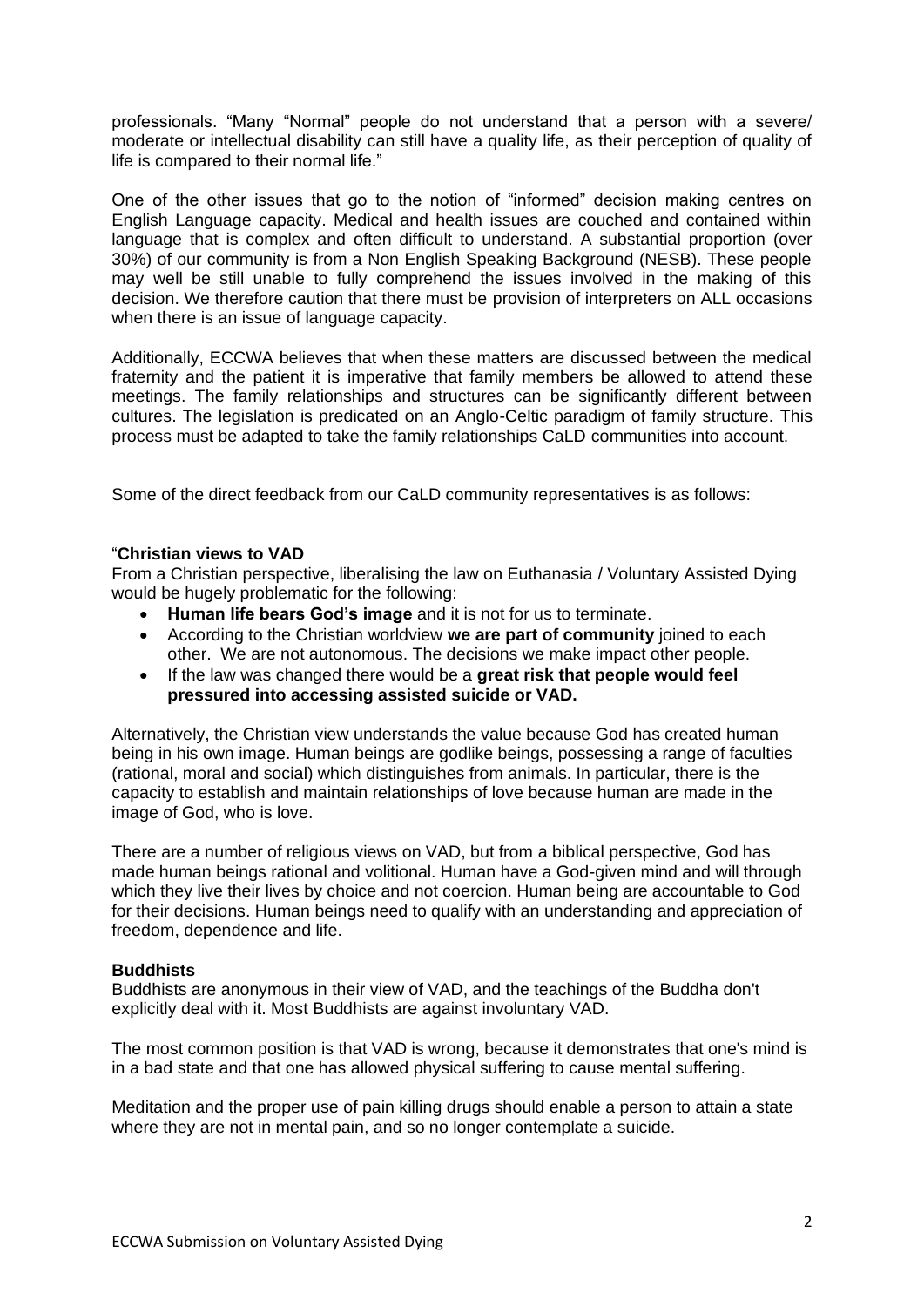professionals. "Many "Normal" people do not understand that a person with a severe/ moderate or intellectual disability can still have a quality life, as their perception of quality of life is compared to their normal life."

One of the other issues that go to the notion of "informed" decision making centres on English Language capacity. Medical and health issues are couched and contained within language that is complex and often difficult to understand. A substantial proportion (over 30%) of our community is from a Non English Speaking Background (NESB). These people may well be still unable to fully comprehend the issues involved in the making of this decision. We therefore caution that there must be provision of interpreters on ALL occasions when there is an issue of language capacity.

Additionally, ECCWA believes that when these matters are discussed between the medical fraternity and the patient it is imperative that family members be allowed to attend these meetings. The family relationships and structures can be significantly different between cultures. The legislation is predicated on an Anglo-Celtic paradigm of family structure. This process must be adapted to take the family relationships CaLD communities into account.

Some of the direct feedback from our CaLD community representatives is as follows:

"**Christian views to VAD**

From a Christian perspective, liberalising the law on Euthanasia / Voluntary Assisted Dying would be hugely problematic for the following:

- **Human life bears God's image** and it is not for us to terminate.
- According to the Christian worldview **we are part of community** joined to each other. We are not autonomous. The decisions we make impact other people.
- If the law was changed there would be a **great risk that people would feel pressured into accessing assisted suicide or VAD.**

Alternatively, the Christian view understands the value because God has created human being in his own image. Human beings are godlike beings, possessing a range of faculties (rational, moral and social) which distinguishes from animals. In particular, there is the capacity to establish and maintain relationships of love because human are made in the image of God, who is love.

There are a number of religious views on VAD, but from a biblical perspective, God has made human beings rational and volitional. Human have a God-given mind and will through which they live their lives by choice and not coercion. Human being are accountable to God for their decisions. Human beings need to qualify with an understanding and appreciation of freedom, dependence and life.

**Buddhists**

Buddhists are anonymous in their view of VAD, and the teachings of the Buddha don't explicitly deal with it. Most Buddhists are against involuntary VAD.

The most common position is that VAD is wrong, because it demonstrates that one's mind is in a bad state and that one has allowed physical suffering to cause mental suffering.

Meditation and the proper use of pain killing drugs should enable a person to attain a state where they are not in mental pain, and so no longer contemplate a suicide.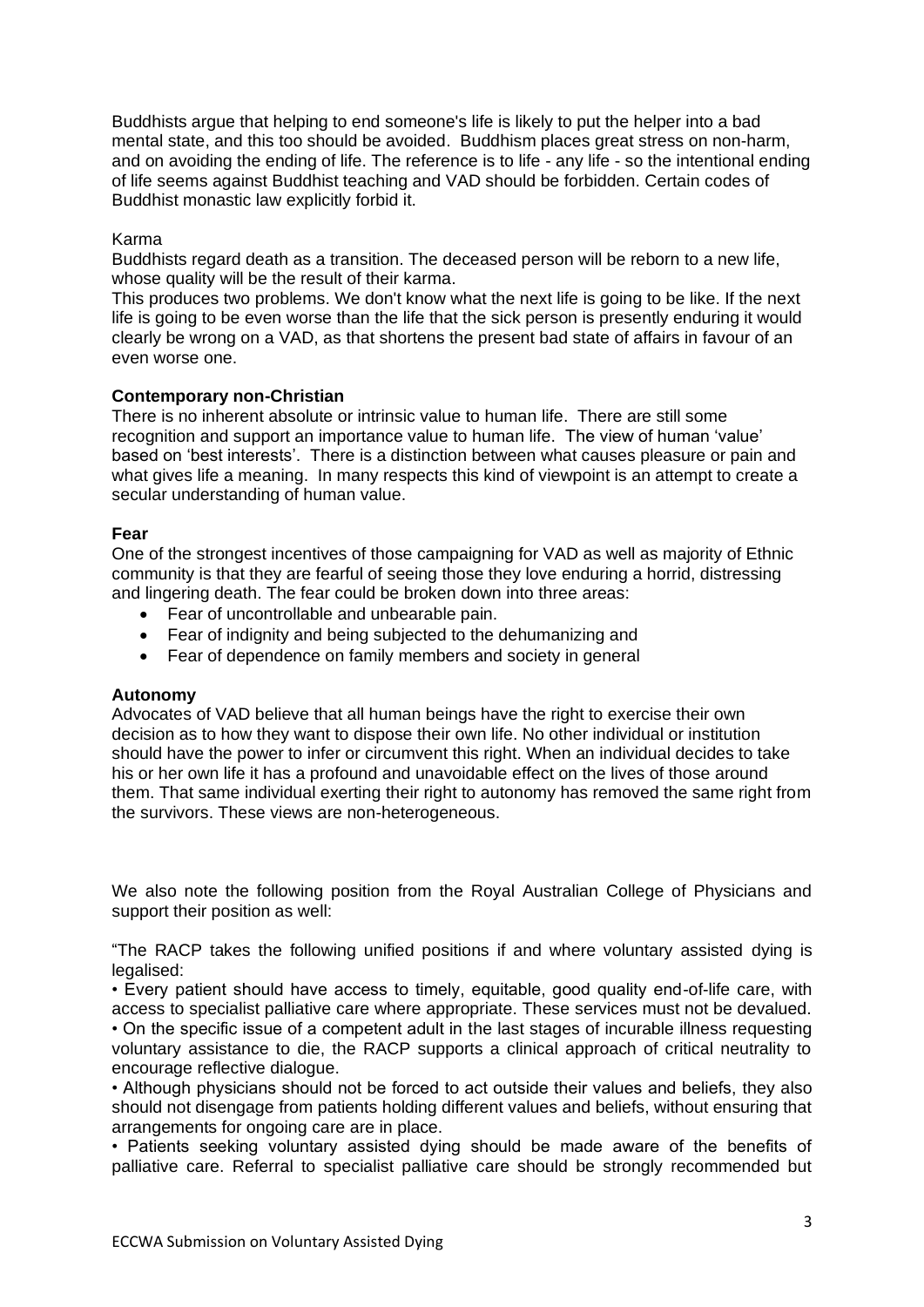Buddhists argue that helping to end someone's life is likely to put the helper into a bad mental state, and this too should be avoided. Buddhism places great stress on non-harm, and on avoiding the ending of life. The reference is to life - any life - so the intentional ending of life seems against Buddhist teaching and VAD should be forbidden. Certain codes of Buddhist monastic law explicitly forbid it.

Karma

Buddhists regard death as a transition. The deceased person will be reborn to a new life, whose quality will be the result of their karma.

This produces two problems. We don't know what the next life is going to be like. If the next life is going to be even worse than the life that the sick person is presently enduring it would clearly be wrong on a VAD, as that shortens the present bad state of affairs in favour of an even worse one.

**Contemporary non-Christian**

There is no inherent absolute or intrinsic value to human life. There are still some recognition and support an importance value to human life. The view of human 'value' based on 'best interests'. There is a distinction between what causes pleasure or pain and what gives life a meaning. In many respects this kind of viewpoint is an attempt to create a secular understanding of human value.

**Fear**

One of the strongest incentives of those campaigning for VAD as well as majority of Ethnic community is that they are fearful of seeing those they love enduring a horrid, distressing and lingering death. The fear could be broken down into three areas:

- Fear of uncontrollable and unbearable pain.
- Fear of indignity and being subjected to the dehumanizing and
- Fear of dependence on family members and society in general

**Autonomy**

Advocates of VAD believe that all human beings have the right to exercise their own decision as to how they want to dispose their own life. No other individual or institution should have the power to infer or circumvent this right. When an individual decides to take his or her own life it has a profound and unavoidable effect on the lives of those around them. That same individual exerting their right to autonomy has removed the same right from the survivors. These views are non-heterogeneous.

We also note the following position from the Royal Australian College of Physicians and support their position as well:

"The RACP takes the following unified positions if and where voluntary assisted dying is legalised:

• Every patient should have access to timely, equitable, good quality end-of-life care, with access to specialist palliative care where appropriate. These services must not be devalued.

• On the specific issue of a competent adult in the last stages of incurable illness requesting voluntary assistance to die, the RACP supports a clinical approach of critical neutrality to encourage reflective dialogue.

• Although physicians should not be forced to act outside their values and beliefs, they also should not disengage from patients holding different values and beliefs, without ensuring that arrangements for ongoing care are in place.

• Patients seeking voluntary assisted dying should be made aware of the benefits of palliative care. Referral to specialist palliative care should be strongly recommended but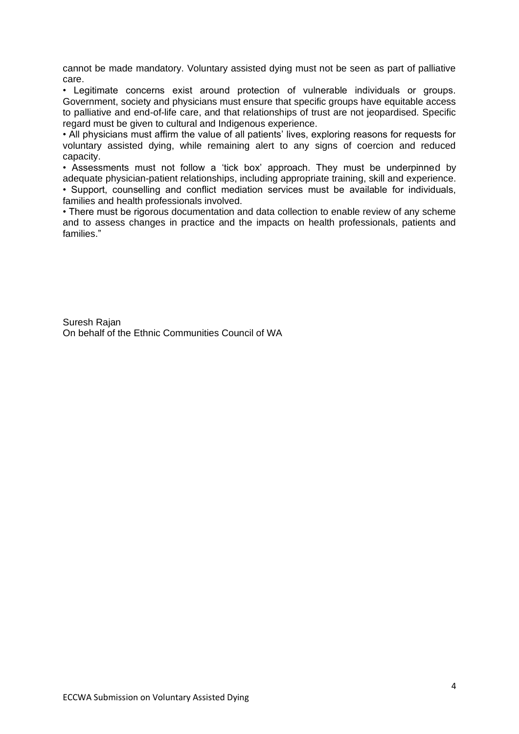cannot be made mandatory. Voluntary assisted dying must not be seen as part of palliative care.

- Legitimate concerns exist around protection of vulnerable individuals or groups. Government, society and physicians must ensure that specific groups have equitable access to palliative and end-of-life care, and that relationships of trust are not jeopardised. Specific regard must be given to cultural and Indigenous experience.
- All physicians must affirm the value of all patients' lives, exploring reasons for requests for voluntary assisted dying, while remaining alert to any signs of coercion and reduced capacity.
- Assessments must not follow a 'tick box' approach. They must be underpinned by adequate physician-patient relationships, including appropriate training, skill and experience.
- Support, counselling and conflict mediation services must be available for individuals, families and health professionals involved.
- There must be rigorous documentation and data collection to enable review of any scheme and to assess changes in practice and the impacts on health professionals, patients and families."

Suresh Rajan
On behalf of the Ethnic Communities Council of WA